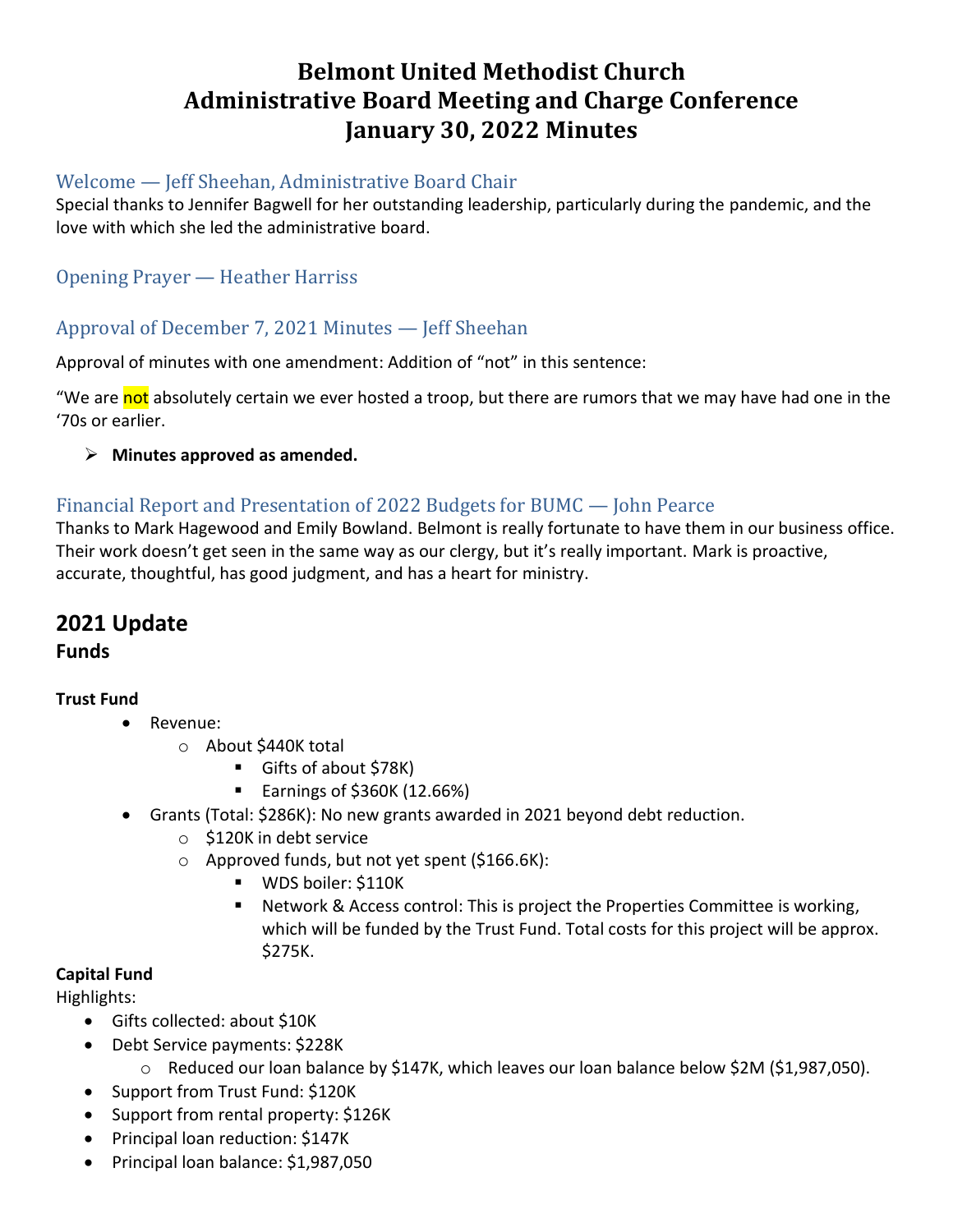# Belmont United Methodist Church
# Administrative Board Meeting and Charge Conference
# January 30, 2022 Minutes

## Welcome — Jeff Sheehan, Administrative Board Chair

Special thanks to Jennifer Bagwell for her outstanding leadership, particularly during the pandemic, and the love with which she led the administrative board.

## Opening Prayer — Heather Harriss

## Approval of December 7, 2021 Minutes — Jeff Sheehan

Approval of minutes with one amendment: Addition of "not" in this sentence:

"We are not absolutely certain we ever hosted a troop, but there are rumors that we may have had one in the '70s or earlier.

- **Minutes approved as amended.**

## Financial Report and Presentation of 2022 Budgets for BUMC — John Pearce

Thanks to Mark Hagewood and Emily Bowland. Belmont is really fortunate to have them in our business office. Their work doesn't get seen in the same way as our clergy, but it's really important. Mark is proactive, accurate, thoughtful, has good judgment, and has a heart for ministry.

# 2021 Update

## Funds

**Trust Fund**

- Revenue:
  - About $440K total
    - Gifts of about $78K)
    - Earnings of $360K (12.66%)
- Grants (Total: $286K): No new grants awarded in 2021 beyond debt reduction.
  - $120K in debt service
  - Approved funds, but not yet spent ($166.6K):
    - WDS boiler: $110K
    - Network & Access control: This is project the Properties Committee is working, which will be funded by the Trust Fund. Total costs for this project will be approx. $275K.

**Capital Fund**

Highlights:

- Gifts collected: about $10K
- Debt Service payments: $228K
  - Reduced our loan balance by $147K, which leaves our loan balance below $2M ($1,987,050).
- Support from Trust Fund: $120K
- Support from rental property: $126K
- Principal loan reduction: $147K
- Principal loan balance: $1,987,050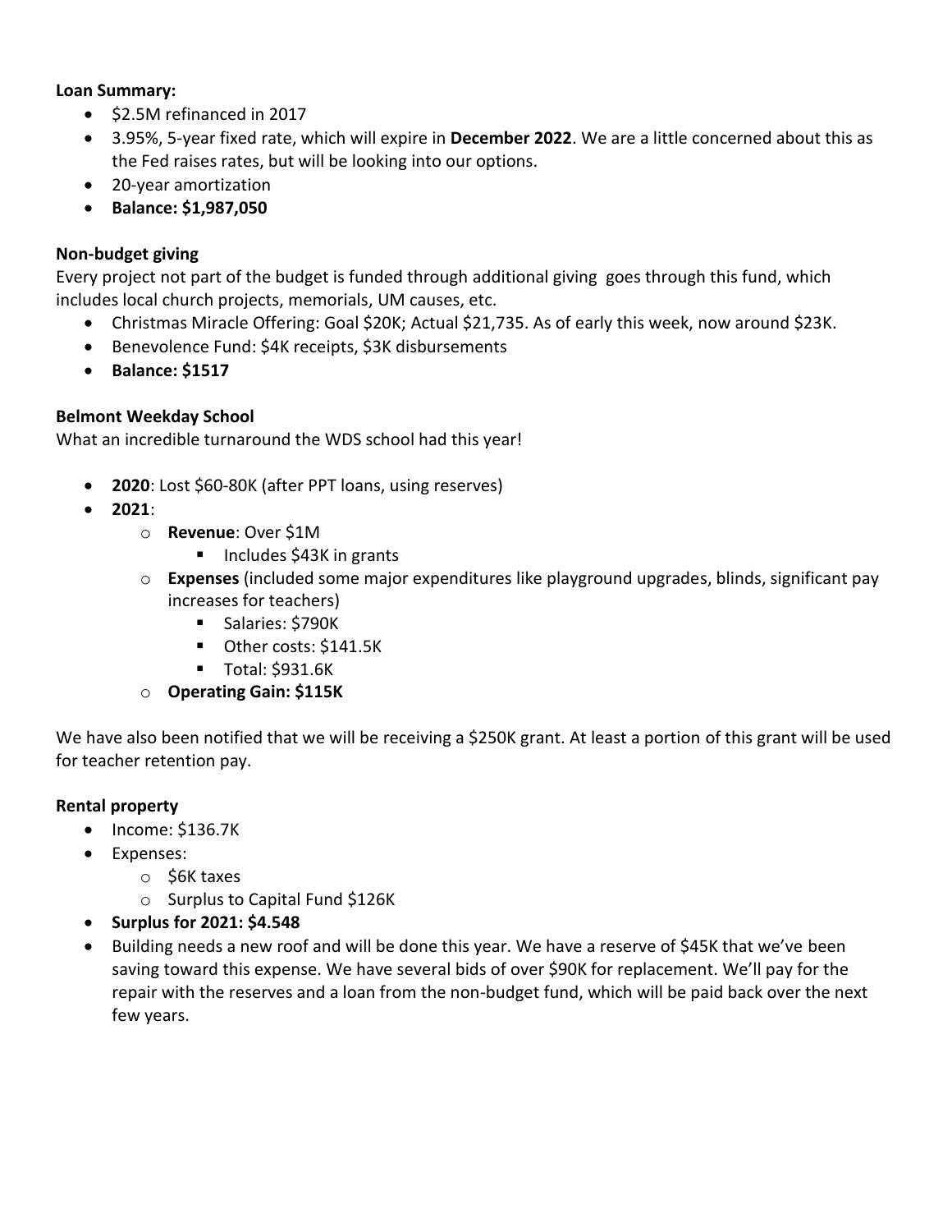**Loan Summary:**

- $2.5M refinanced in 2017
- 3.95%, 5-year fixed rate, which will expire in **December 2022**. We are a little concerned about this as the Fed raises rates, but will be looking into our options.
- 20-year amortization
- **Balance: $1,987,050**

**Non-budget giving**

Every project not part of the budget is funded through additional giving goes through this fund, which includes local church projects, memorials, UM causes, etc.

- Christmas Miracle Offering: Goal $20K; Actual $21,735. As of early this week, now around $23K.
- Benevolence Fund: $4K receipts, $3K disbursements
- **Balance: $1517**

**Belmont Weekday School**

What an incredible turnaround the WDS school had this year!

- **2020**: Lost $60-80K (after PPT loans, using reserves)
- **2021**:
  - **Revenue**: Over $1M
    - Includes $43K in grants
  - **Expenses** (included some major expenditures like playground upgrades, blinds, significant pay increases for teachers)
    - Salaries: $790K
    - Other costs: $141.5K
    - Total: $931.6K
  - **Operating Gain: $115K**

We have also been notified that we will be receiving a $250K grant. At least a portion of this grant will be used for teacher retention pay.

**Rental property**

- Income: $136.7K
- Expenses:
  - $6K taxes
  - Surplus to Capital Fund $126K
- **Surplus for 2021: $4.548**
- Building needs a new roof and will be done this year. We have a reserve of $45K that we've been saving toward this expense. We have several bids of over $90K for replacement. We'll pay for the repair with the reserves and a loan from the non-budget fund, which will be paid back over the next few years.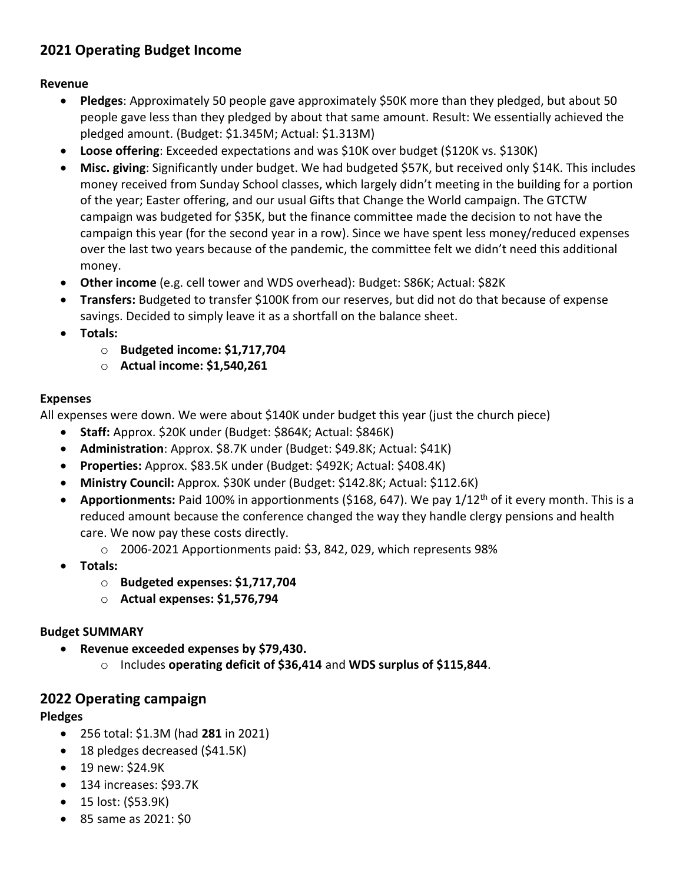## 2021 Operating Budget Income

**Revenue**

- **Pledges**: Approximately 50 people gave approximately $50K more than they pledged, but about 50 people gave less than they pledged by about that same amount. Result: We essentially achieved the pledged amount. (Budget: $1.345M; Actual: $1.313M)
- **Loose offering**: Exceeded expectations and was $10K over budget ($120K vs. $130K)
- **Misc. giving**: Significantly under budget. We had budgeted $57K, but received only $14K. This includes money received from Sunday School classes, which largely didn't meeting in the building for a portion of the year; Easter offering, and our usual Gifts that Change the World campaign. The GTCTW campaign was budgeted for $35K, but the finance committee made the decision to not have the campaign this year (for the second year in a row). Since we have spent less money/reduced expenses over the last two years because of the pandemic, the committee felt we didn't need this additional money.
- **Other income** (e.g. cell tower and WDS overhead): Budget: S86K; Actual: $82K
- **Transfers:** Budgeted to transfer $100K from our reserves, but did not do that because of expense savings. Decided to simply leave it as a shortfall on the balance sheet.
- **Totals:**
  - **Budgeted income: $1,717,704**
  - **Actual income: $1,540,261**

**Expenses**

All expenses were down. We were about $140K under budget this year (just the church piece)

- **Staff:** Approx. $20K under (Budget: $864K; Actual: $846K)
- **Administration**: Approx. $8.7K under (Budget: $49.8K; Actual: $41K)
- **Properties:** Approx. $83.5K under (Budget: $492K; Actual: $408.4K)
- **Ministry Council:** Approx. $30K under (Budget: $142.8K; Actual: $112.6K)
- **Apportionments:** Paid 100% in apportionments ($168, 647). We pay 1/12th of it every month. This is a reduced amount because the conference changed the way they handle clergy pensions and health care. We now pay these costs directly.
  - 2006-2021 Apportionments paid: $3, 842, 029, which represents 98%
- **Totals:**
  - **Budgeted expenses: $1,717,704**
  - **Actual expenses: $1,576,794**

**Budget SUMMARY**

- **Revenue exceeded expenses by $79,430.**
  - Includes **operating deficit of $36,414** and **WDS surplus of $115,844**.

## 2022 Operating campaign

**Pledges**

- 256 total: $1.3M (had **281** in 2021)
- 18 pledges decreased ($41.5K)
- 19 new: $24.9K
- 134 increases: $93.7K
- 15 lost: ($53.9K)
- 85 same as 2021: $0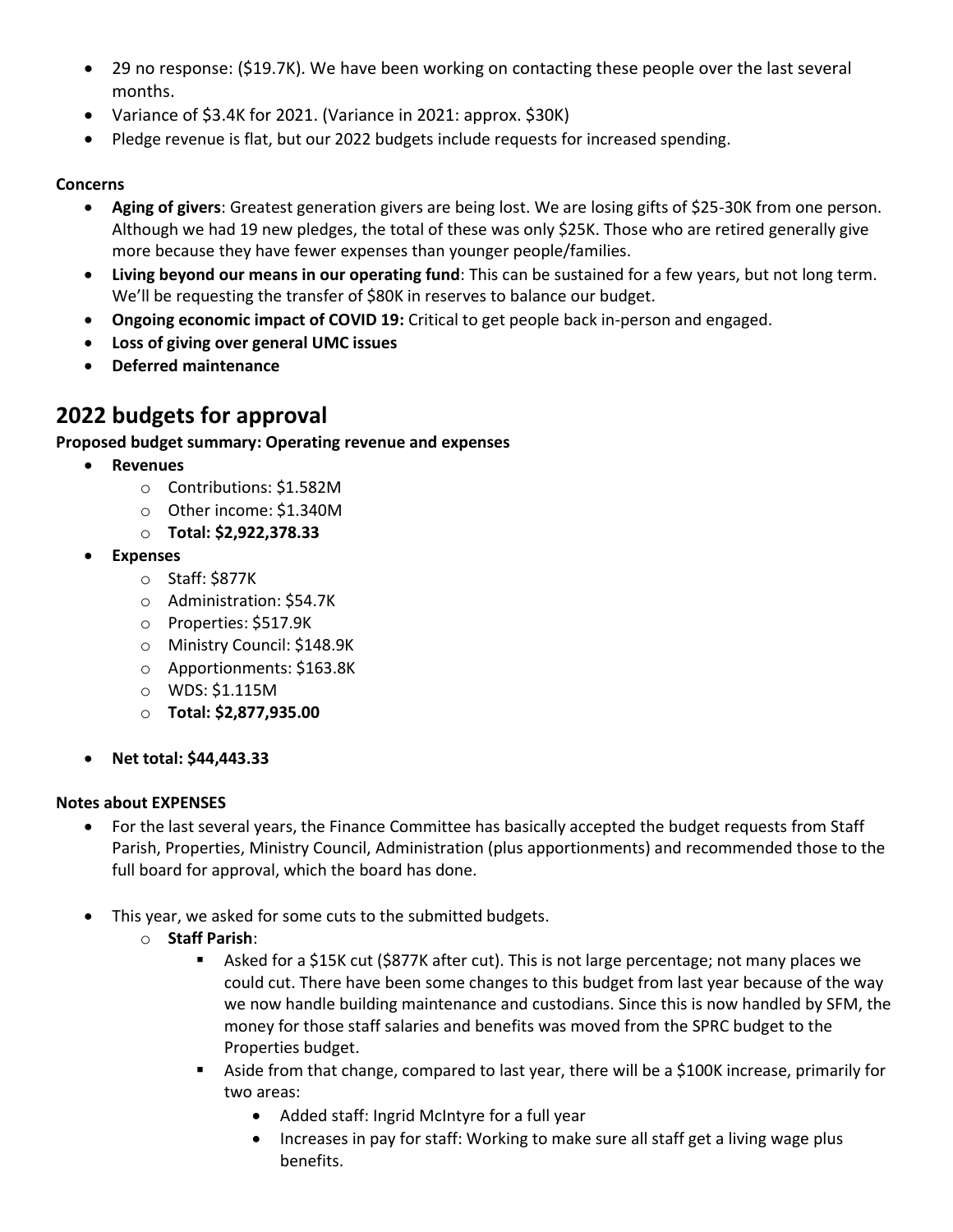- 29 no response: ($19.7K). We have been working on contacting these people over the last several months.
- Variance of $3.4K for 2021. (Variance in 2021: approx. $30K)
- Pledge revenue is flat, but our 2022 budgets include requests for increased spending.

**Concerns**

- **Aging of givers**: Greatest generation givers are being lost. We are losing gifts of $25-30K from one person. Although we had 19 new pledges, the total of these was only $25K. Those who are retired generally give more because they have fewer expenses than younger people/families.
- **Living beyond our means in our operating fund**: This can be sustained for a few years, but not long term. We'll be requesting the transfer of $80K in reserves to balance our budget.
- **Ongoing economic impact of COVID 19:** Critical to get people back in-person and engaged.
- **Loss of giving over general UMC issues**
- **Deferred maintenance**

## 2022 budgets for approval

**Proposed budget summary: Operating revenue and expenses**

- **Revenues**
  - Contributions: $1.582M
  - Other income: $1.340M
  - **Total: $2,922,378.33**
- **Expenses**
  - Staff: $877K
  - Administration: $54.7K
  - Properties: $517.9K
  - Ministry Council: $148.9K
  - Apportionments: $163.8K
  - WDS: $1.115M
  - **Total: $2,877,935.00**
- **Net total: $44,443.33**

**Notes about EXPENSES**

- For the last several years, the Finance Committee has basically accepted the budget requests from Staff Parish, Properties, Ministry Council, Administration (plus apportionments) and recommended those to the full board for approval, which the board has done.
- This year, we asked for some cuts to the submitted budgets.
  - **Staff Parish**:
    - Asked for a $15K cut ($877K after cut). This is not large percentage; not many places we could cut. There have been some changes to this budget from last year because of the way we now handle building maintenance and custodians. Since this is now handled by SFM, the money for those staff salaries and benefits was moved from the SPRC budget to the Properties budget.
    - Aside from that change, compared to last year, there will be a $100K increase, primarily for two areas:
      - Added staff: Ingrid McIntyre for a full year
      - Increases in pay for staff: Working to make sure all staff get a living wage plus benefits.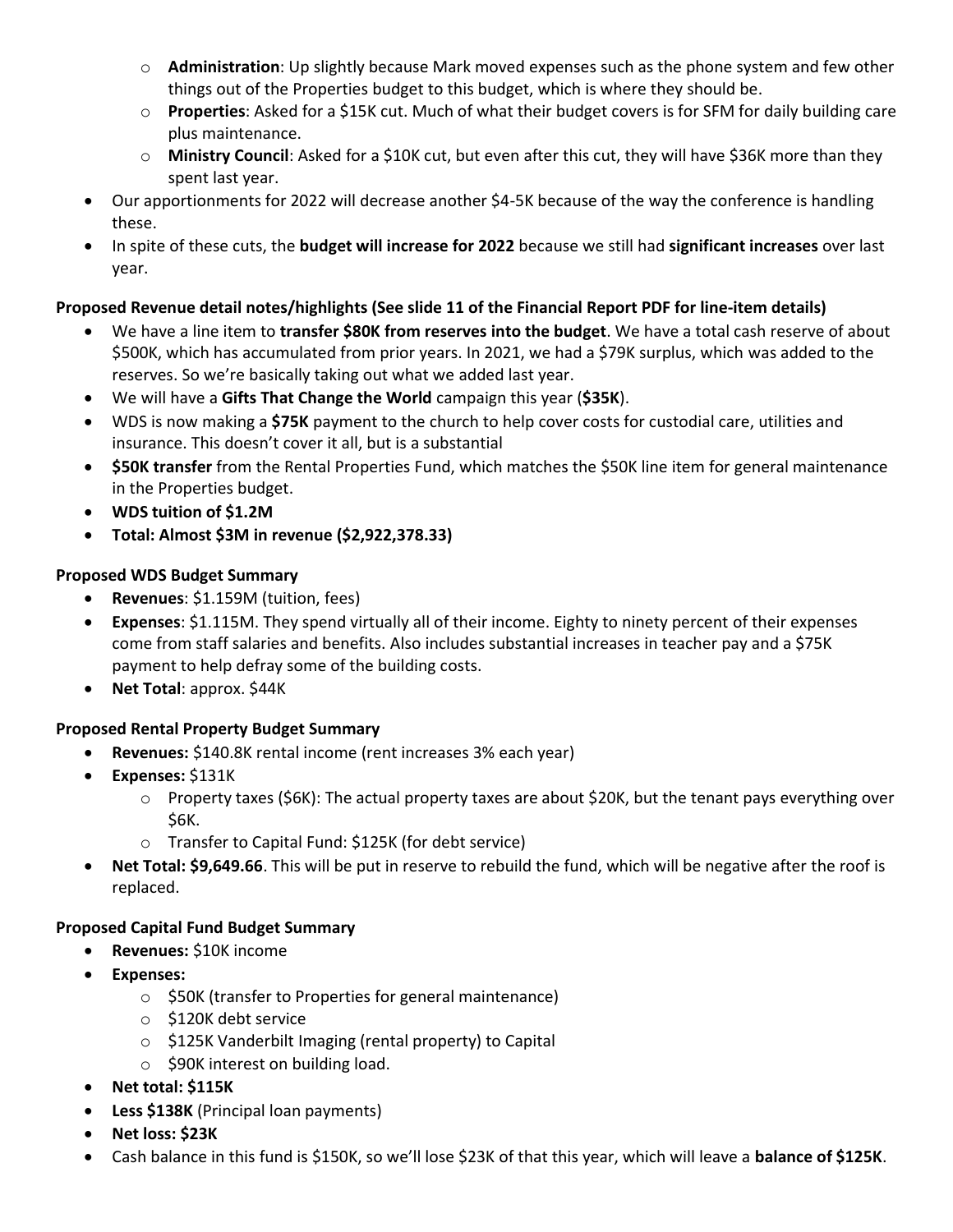- **Administration**: Up slightly because Mark moved expenses such as the phone system and few other things out of the Properties budget to this budget, which is where they should be.
  - **Properties**: Asked for a $15K cut. Much of what their budget covers is for SFM for daily building care plus maintenance.
  - **Ministry Council**: Asked for a $10K cut, but even after this cut, they will have $36K more than they spent last year.
- Our apportionments for 2022 will decrease another $4-5K because of the way the conference is handling these.
- In spite of these cuts, the **budget will increase for 2022** because we still had **significant increases** over last year.

**Proposed Revenue detail notes/highlights (See slide 11 of the Financial Report PDF for line-item details)**

- We have a line item to **transfer $80K from reserves into the budget**. We have a total cash reserve of about $500K, which has accumulated from prior years. In 2021, we had a $79K surplus, which was added to the reserves. So we're basically taking out what we added last year.
- We will have a **Gifts That Change the World** campaign this year (**$35K**).
- WDS is now making a **$75K** payment to the church to help cover costs for custodial care, utilities and insurance. This doesn't cover it all, but is a substantial
- **$50K transfer** from the Rental Properties Fund, which matches the $50K line item for general maintenance in the Properties budget.
- **WDS tuition of $1.2M**
- **Total: Almost $3M in revenue ($2,922,378.33)**

**Proposed WDS Budget Summary**

- **Revenues**: $1.159M (tuition, fees)
- **Expenses**: $1.115M. They spend virtually all of their income. Eighty to ninety percent of their expenses come from staff salaries and benefits. Also includes substantial increases in teacher pay and a $75K payment to help defray some of the building costs.
- **Net Total**: approx. $44K

**Proposed Rental Property Budget Summary**

- **Revenues:** $140.8K rental income (rent increases 3% each year)
- **Expenses:** $131K
  - Property taxes ($6K): The actual property taxes are about $20K, but the tenant pays everything over $6K.
  - Transfer to Capital Fund: $125K (for debt service)
- **Net Total: $9,649.66**. This will be put in reserve to rebuild the fund, which will be negative after the roof is replaced.

**Proposed Capital Fund Budget Summary**

- **Revenues:** $10K income
- **Expenses:**
  - $50K (transfer to Properties for general maintenance)
  - $120K debt service
  - $125K Vanderbilt Imaging (rental property) to Capital
  - $90K interest on building load.
- **Net total: $115K**
- **Less $138K** (Principal loan payments)
- **Net loss: $23K**
- Cash balance in this fund is $150K, so we'll lose $23K of that this year, which will leave a **balance of $125K**.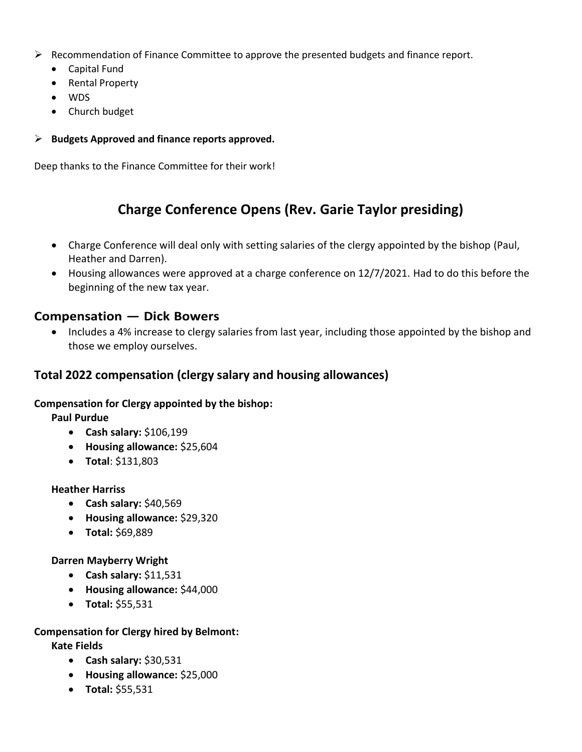- Recommendation of Finance Committee to approve the presented budgets and finance report.
    - Capital Fund
    - Rental Property
    - WDS
    - Church budget

- **Budgets Approved and finance reports approved.**

Deep thanks to the Finance Committee for their work!

## Charge Conference Opens (Rev. Garie Taylor presiding)

- Charge Conference will deal only with setting salaries of the clergy appointed by the bishop (Paul, Heather and Darren).
- Housing allowances were approved at a charge conference on 12/7/2021. Had to do this before the beginning of the new tax year.

### Compensation — Dick Bowers

- Includes a 4% increase to clergy salaries from last year, including those appointed by the bishop and those we employ ourselves.

### Total 2022 compensation (clergy salary and housing allowances)

**Compensation for Clergy appointed by the bishop:**

**Paul Purdue**

- **Cash salary:** $106,199
- **Housing allowance:** $25,604
- **Total**: $131,803

**Heather Harriss**

- **Cash salary:** $40,569
- **Housing allowance:** $29,320
- **Total:** $69,889

**Darren Mayberry Wright**

- **Cash salary:** $11,531
- **Housing allowance:** $44,000
- **Total:** $55,531

**Compensation for Clergy hired by Belmont:**

**Kate Fields**

- **Cash salary:** $30,531
- **Housing allowance:** $25,000
- **Total:** $55,531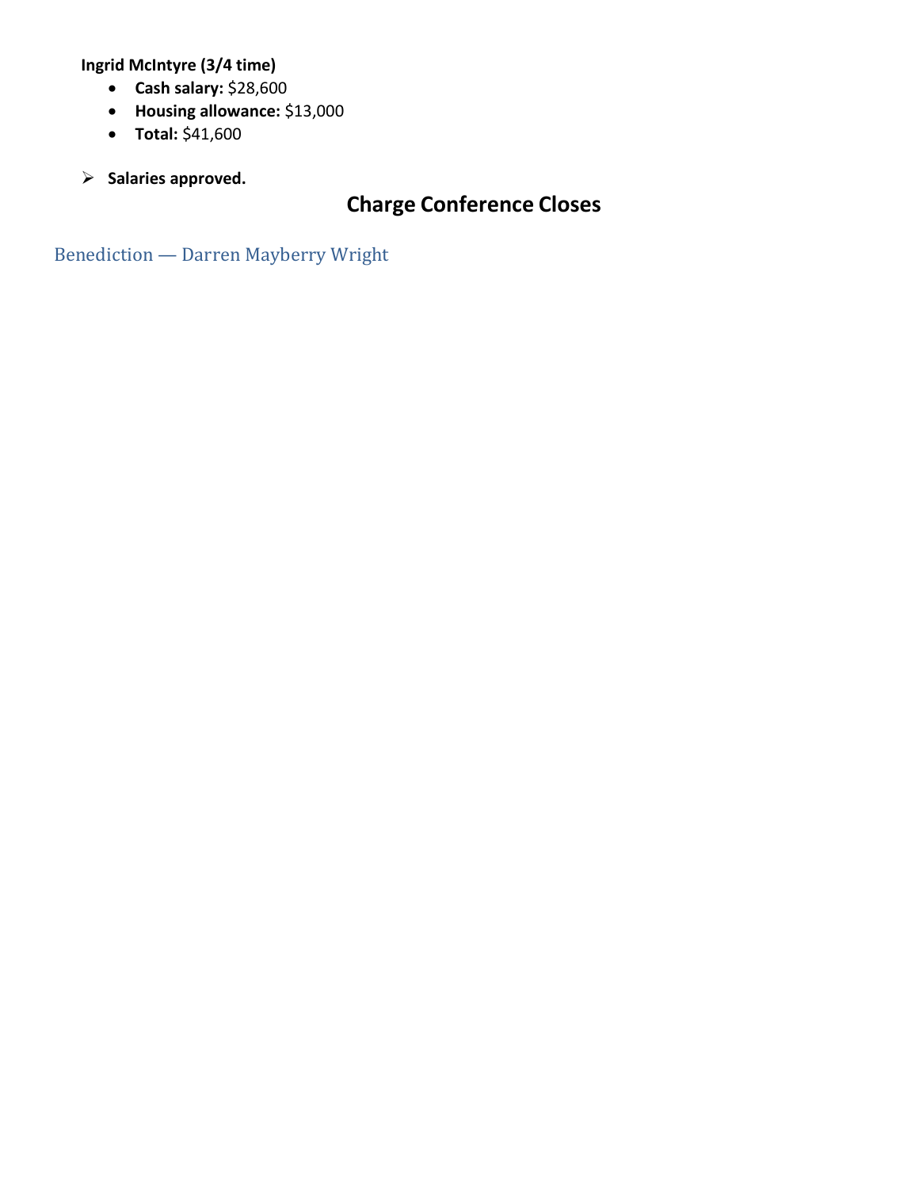**Ingrid McIntyre (3/4 time)**

- **Cash salary:** $28,600
- **Housing allowance:** $13,000
- **Total:** $41,600

➢ **Salaries approved.**

## Charge Conference Closes

### Benediction — Darren Mayberry Wright